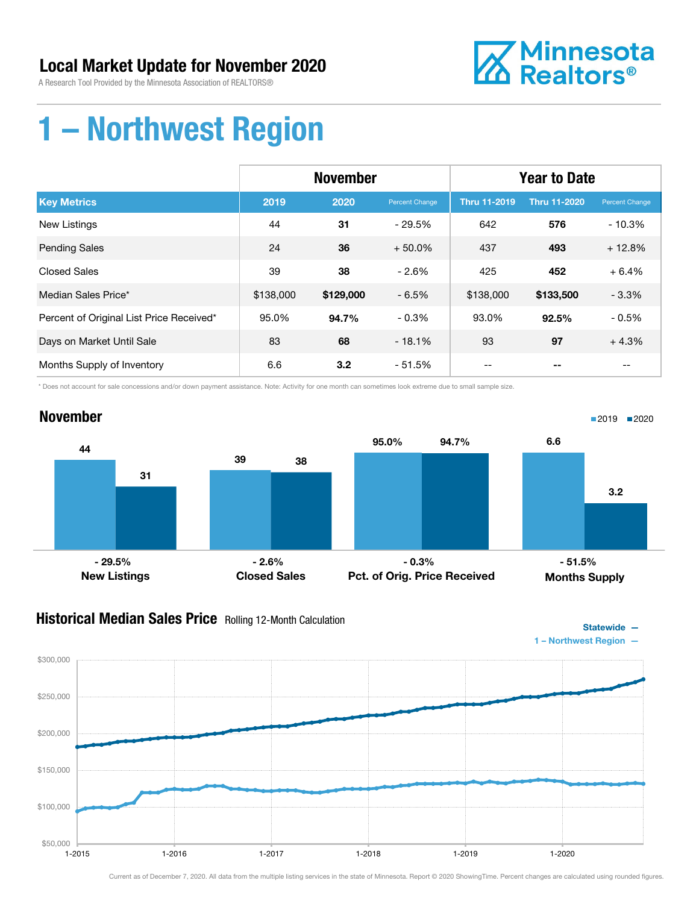# Local Market Update for November 2020

A Research Tool Provided by the Minnesota Association of REALTORS®

Minnesota Realtors®

# 1 – Northwest Region

| | November | | | Year to Date | | |
|---|---|---|---|---|---|---|
| **Key Metrics** | **2019** | **2020** | **Percent Change** | **Thru 11-2019** | **Thru 11-2020** | **Percent Change** |
| New Listings | 44 | **31** | - 29.5% | 642 | **576** | - 10.3% |
| Pending Sales | 24 | **36** | + 50.0% | 437 | **493** | + 12.8% |
| Closed Sales | 39 | **38** | - 2.6% | 425 | **452** | + 6.4% |
| Median Sales Price* | $138,000 | **$129,000** | - 6.5% | $138,000 | **$133,500** | - 3.3% |
| Percent of Original List Price Received* | 95.0% | **94.7%** | - 0.3% | 93.0% | **92.5%** | - 0.5% |
| Days on Market Until Sale | 83 | **68** | - 18.1% | 93 | **97** | + 4.3% |
| Months Supply of Inventory | 6.6 | **3.2** | - 51.5% | -- | **--** | -- |

\* Does not account for sale concessions and/or down payment assistance. Note: Activity for one month can sometimes look extreme due to small sample size.

## November

| | 2019 | 2020 | Change |
|---|---|---|---|
| New Listings | 44 | 31 | - 29.5% |
| Closed Sales | 39 | 38 | - 2.6% |
| Pct. of Orig. Price Received | 95.0% | 94.7% | - 0.3% |
| Months Supply | 6.6 | 3.2 | - 51.5% |

## Historical Median Sales Price

Rolling 12-Month Calculation

Statewide —
1 – Northwest Region —

Current as of December 7, 2020. All data from the multiple listing services in the state of Minnesota. Report © 2020 ShowingTime. Percent changes are calculated using rounded figures.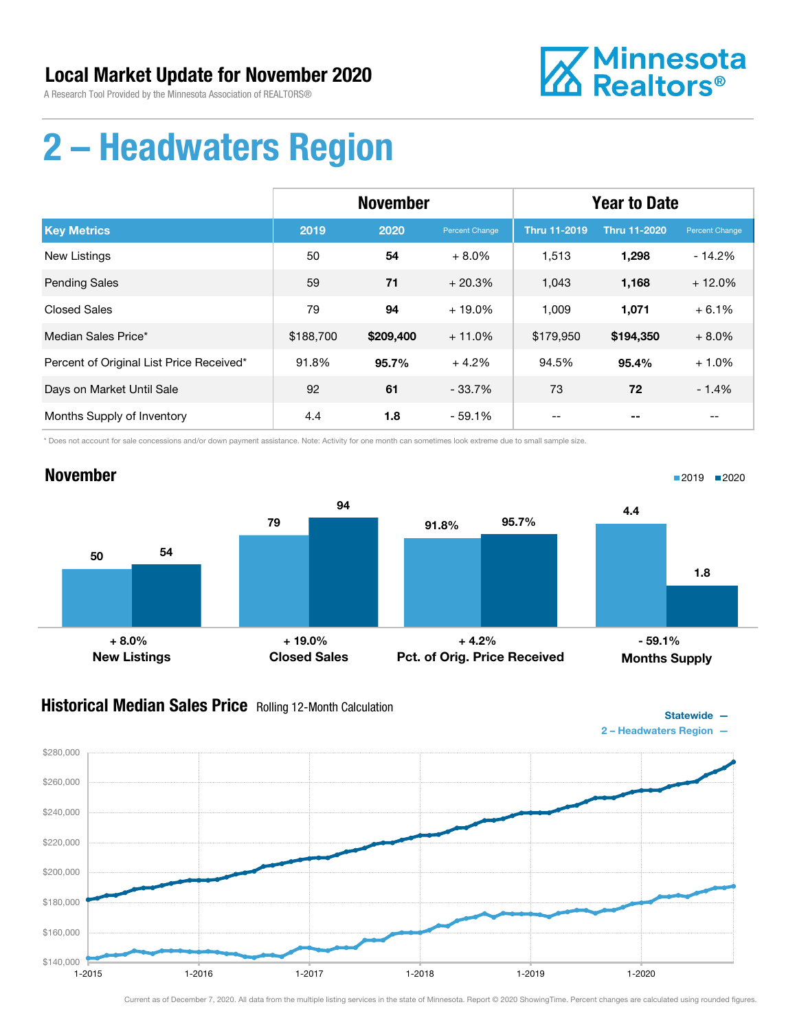## Local Market Update for November 2020

A Research Tool Provided by the Minnesota Association of REALTORS®

Minnesota Realtors®

# 2 – Headwaters Region

| Key Metrics | November | | | Year to Date | | |
|---|---|---|---|---|---|---|
| | 2019 | 2020 | Percent Change | Thru 11-2019 | Thru 11-2020 | Percent Change |
| New Listings | 50 | **54** | + 8.0% | 1,513 | **1,298** | - 14.2% |
| Pending Sales | 59 | **71** | + 20.3% | 1,043 | **1,168** | + 12.0% |
| Closed Sales | 79 | **94** | + 19.0% | 1,009 | **1,071** | + 6.1% |
| Median Sales Price* | $188,700 | **$209,400** | + 11.0% | $179,950 | **$194,350** | + 8.0% |
| Percent of Original List Price Received* | 91.8% | **95.7%** | + 4.2% | 94.5% | **95.4%** | + 1.0% |
| Days on Market Until Sale | 92 | **61** | - 33.7% | 73 | **72** | - 1.4% |
| Months Supply of Inventory | 4.4 | **1.8** | - 59.1% | -- | **--** | -- |

\* Does not account for sale concessions and/or down payment assistance. Note: Activity for one month can sometimes look extreme due to small sample size.

## November

| | 2019 | 2020 | Change |
|---|---|---|---|
| New Listings | 50 | 54 | + 8.0% |
| Closed Sales | 79 | 94 | + 19.0% |
| Pct. of Orig. Price Received | 91.8% | 95.7% | + 4.2% |
| Months Supply | 4.4 | 1.8 | - 59.1% |

## Historical Median Sales Price Rolling 12-Month Calculation

Statewide —
2 – Headwaters Region —

Current as of December 7, 2020. All data from the multiple listing services in the state of Minnesota. Report © 2020 ShowingTime. Percent changes are calculated using rounded figures.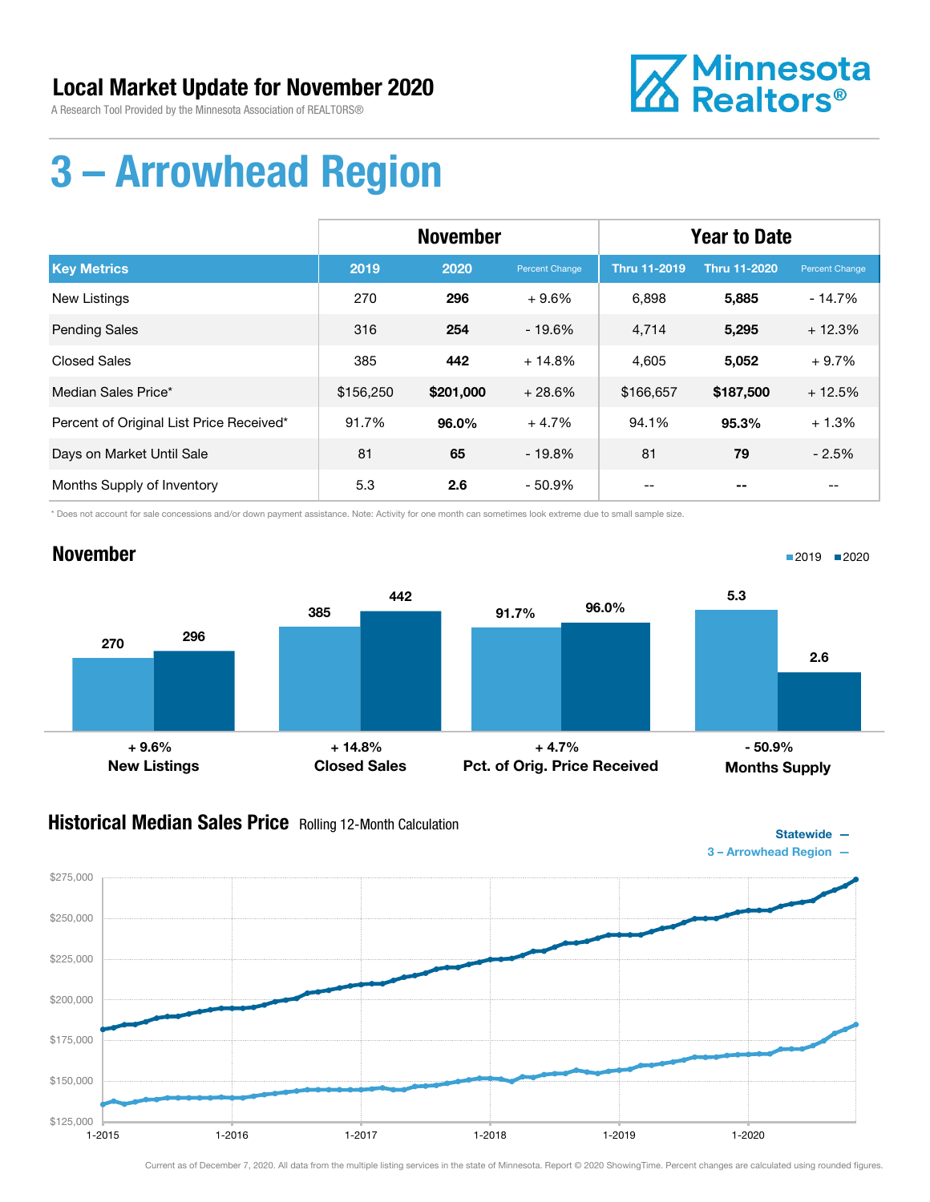# Local Market Update for November 2020

A Research Tool Provided by the Minnesota Association of REALTORS®

# 3 – Arrowhead Region

| Key Metrics | November 2019 | November 2020 | Percent Change | Thru 11-2019 | Thru 11-2020 | Percent Change |
|---|---|---|---|---|---|---|
| New Listings | 270 | **296** | + 9.6% | 6,898 | **5,885** | - 14.7% |
| Pending Sales | 316 | **254** | - 19.6% | 4,714 | **5,295** | + 12.3% |
| Closed Sales | 385 | **442** | + 14.8% | 4,605 | **5,052** | + 9.7% |
| Median Sales Price* | $156,250 | **$201,000** | + 28.6% | $166,657 | **$187,500** | + 12.5% |
| Percent of Original List Price Received* | 91.7% | **96.0%** | + 4.7% | 94.1% | **95.3%** | + 1.3% |
| Days on Market Until Sale | 81 | **65** | - 19.8% | 81 | **79** | - 2.5% |
| Months Supply of Inventory | 5.3 | **2.6** | - 50.9% | -- | **--** | -- |

\* Does not account for sale concessions and/or down payment assistance. Note: Activity for one month can sometimes look extreme due to small sample size.

## November

| | 2019 | 2020 | Change |
|---|---|---|---|
| New Listings | 270 | 296 | + 9.6% |
| Closed Sales | 385 | 442 | + 14.8% |
| Pct. of Orig. Price Received | 91.7% | 96.0% | + 4.7% |
| Months Supply | 5.3 | 2.6 | - 50.9% |

## Historical Median Sales Price Rolling 12-Month Calculation

Statewide —
3 – Arrowhead Region —

Current as of December 7, 2020. All data from the multiple listing services in the state of Minnesota. Report © 2020 ShowingTime. Percent changes are calculated using rounded figures.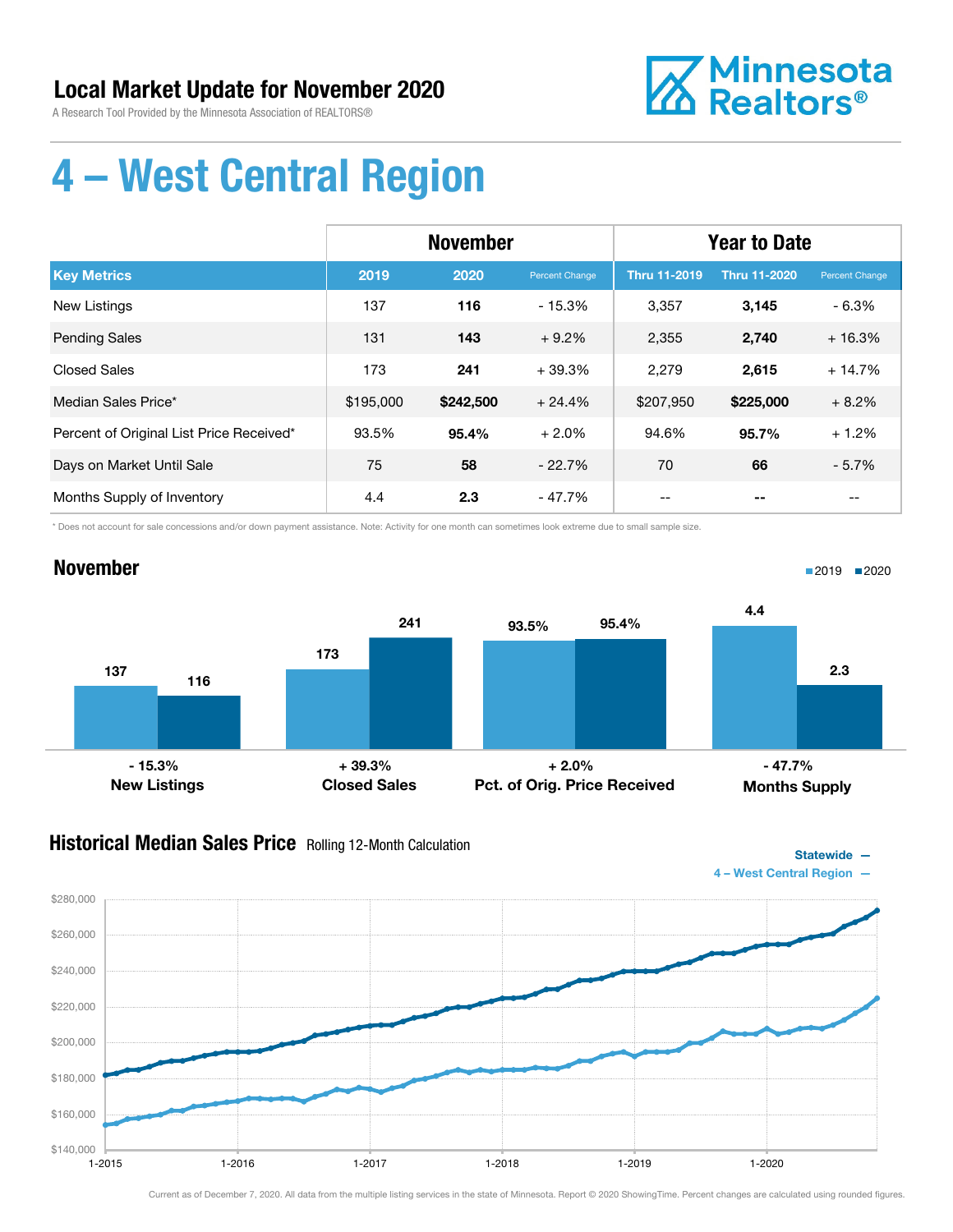# Local Market Update for November 2020

A Research Tool Provided by the Minnesota Association of REALTORS®

Minnesota Realtors®

# 4 – West Central Region

| | November | | | Year to Date | | |
|---|---|---|---|---|---|---|
| **Key Metrics** | **2019** | **2020** | **Percent Change** | **Thru 11-2019** | **Thru 11-2020** | **Percent Change** |
| New Listings | 137 | **116** | - 15.3% | 3,357 | **3,145** | - 6.3% |
| Pending Sales | 131 | **143** | + 9.2% | 2,355 | **2,740** | + 16.3% |
| Closed Sales | 173 | **241** | + 39.3% | 2,279 | **2,615** | + 14.7% |
| Median Sales Price* | $195,000 | **$242,500** | + 24.4% | $207,950 | **$225,000** | + 8.2% |
| Percent of Original List Price Received* | 93.5% | **95.4%** | + 2.0% | 94.6% | **95.7%** | + 1.2% |
| Days on Market Until Sale | 75 | **58** | - 22.7% | 70 | **66** | - 5.7% |
| Months Supply of Inventory | 4.4 | **2.3** | - 47.7% | -- | **--** | -- |

\* Does not account for sale concessions and/or down payment assistance. Note: Activity for one month can sometimes look extreme due to small sample size.

## November

| | 2019 | 2020 | Change |
|---|---|---|---|
| New Listings | 137 | 116 | - 15.3% |
| Closed Sales | 173 | 241 | + 39.3% |
| Pct. of Orig. Price Received | 93.5% | 95.4% | + 2.0% |
| Months Supply | 4.4 | 2.3 | - 47.7% |

## Historical Median Sales Price Rolling 12-Month Calculation

Statewide —
4 – West Central Region —

Current as of December 7, 2020. All data from the multiple listing services in the state of Minnesota. Report © 2020 ShowingTime. Percent changes are calculated using rounded figures.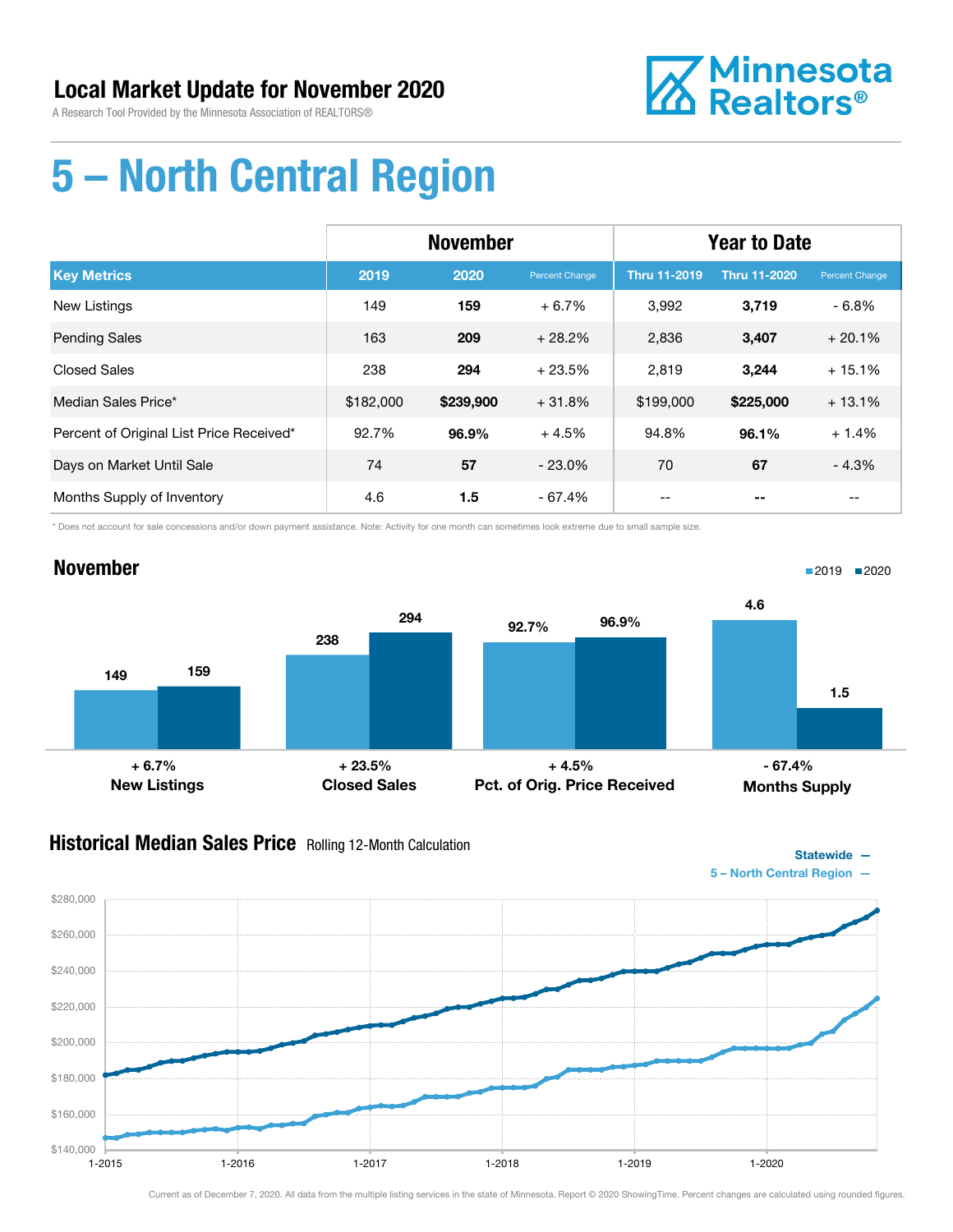# Local Market Update for November 2020

A Research Tool Provided by the Minnesota Association of REALTORS®

Minnesota Realtors®

# 5 – North Central Region

| | November | | | Year to Date | | |
|---|---|---|---|---|---|---|
| **Key Metrics** | **2019** | **2020** | **Percent Change** | **Thru 11-2019** | **Thru 11-2020** | **Percent Change** |
| New Listings | 149 | **159** | + 6.7% | 3,992 | **3,719** | - 6.8% |
| Pending Sales | 163 | **209** | + 28.2% | 2,836 | **3,407** | + 20.1% |
| Closed Sales | 238 | **294** | + 23.5% | 2,819 | **3,244** | + 15.1% |
| Median Sales Price* | $182,000 | **$239,900** | + 31.8% | $199,000 | **$225,000** | + 13.1% |
| Percent of Original List Price Received* | 92.7% | **96.9%** | + 4.5% | 94.8% | **96.1%** | + 1.4% |
| Days on Market Until Sale | 74 | **57** | - 23.0% | 70 | **67** | - 4.3% |
| Months Supply of Inventory | 4.6 | **1.5** | - 67.4% | -- | **--** | -- |

\* Does not account for sale concessions and/or down payment assistance. Note: Activity for one month can sometimes look extreme due to small sample size.

## November

| | 2019 | 2020 | Change |
|---|---|---|---|
| New Listings | 149 | 159 | + 6.7% |
| Closed Sales | 238 | 294 | + 23.5% |
| Pct. of Orig. Price Received | 92.7% | 96.9% | + 4.5% |
| Months Supply | 4.6 | 1.5 | - 67.4% |

## Historical Median Sales Price Rolling 12-Month Calculation

Statewide —
5 – North Central Region —

Current as of December 7, 2020. All data from the multiple listing services in the state of Minnesota. Report © 2020 ShowingTime. Percent changes are calculated using rounded figures.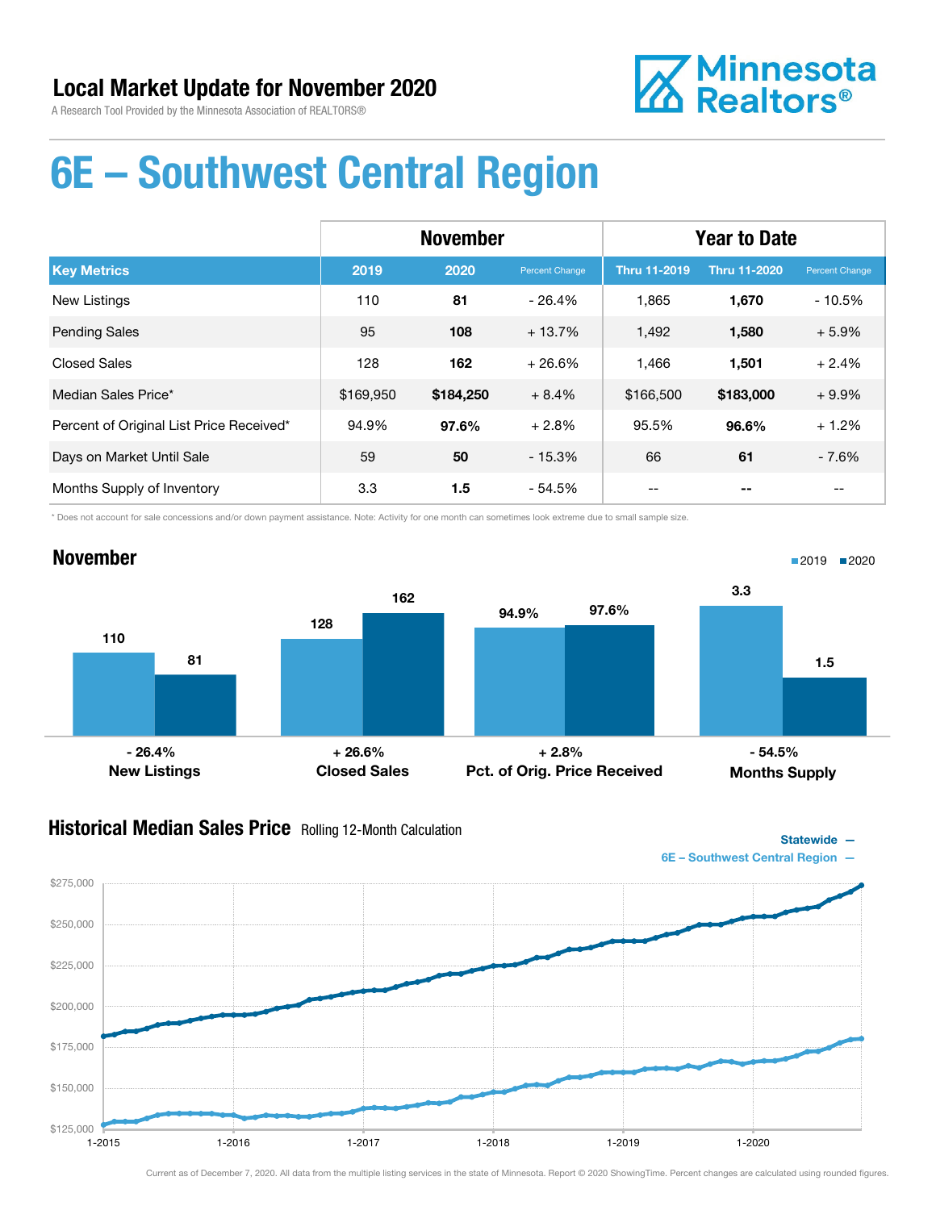# Local Market Update for November 2020

A Research Tool Provided by the Minnesota Association of REALTORS®

Minnesota Realtors®

# 6E – Southwest Central Region

| | November | | | Year to Date | | |
|---|---|---|---|---|---|---|
| **Key Metrics** | **2019** | **2020** | **Percent Change** | **Thru 11-2019** | **Thru 11-2020** | **Percent Change** |
| New Listings | 110 | **81** | - 26.4% | 1,865 | **1,670** | - 10.5% |
| Pending Sales | 95 | **108** | + 13.7% | 1,492 | **1,580** | + 5.9% |
| Closed Sales | 128 | **162** | + 26.6% | 1,466 | **1,501** | + 2.4% |
| Median Sales Price* | $169,950 | **$184,250** | + 8.4% | $166,500 | **$183,000** | + 9.9% |
| Percent of Original List Price Received* | 94.9% | **97.6%** | + 2.8% | 95.5% | **96.6%** | + 1.2% |
| Days on Market Until Sale | 59 | **50** | - 15.3% | 66 | **61** | - 7.6% |
| Months Supply of Inventory | 3.3 | **1.5** | - 54.5% | -- | **--** | -- |

\* Does not account for sale concessions and/or down payment assistance. Note: Activity for one month can sometimes look extreme due to small sample size.

## November

| | 2019 | 2020 | Change |
|---|---|---|---|
| New Listings | 110 | 81 | - 26.4% |
| Closed Sales | 128 | 162 | + 26.6% |
| Pct. of Orig. Price Received | 94.9% | 97.6% | + 2.8% |
| Months Supply | 3.3 | 1.5 | - 54.5% |

## Historical Median Sales Price Rolling 12-Month Calculation

Statewide —
6E – Southwest Central Region —

Current as of December 7, 2020. All data from the multiple listing services in the state of Minnesota. Report © 2020 ShowingTime. Percent changes are calculated using rounded figures.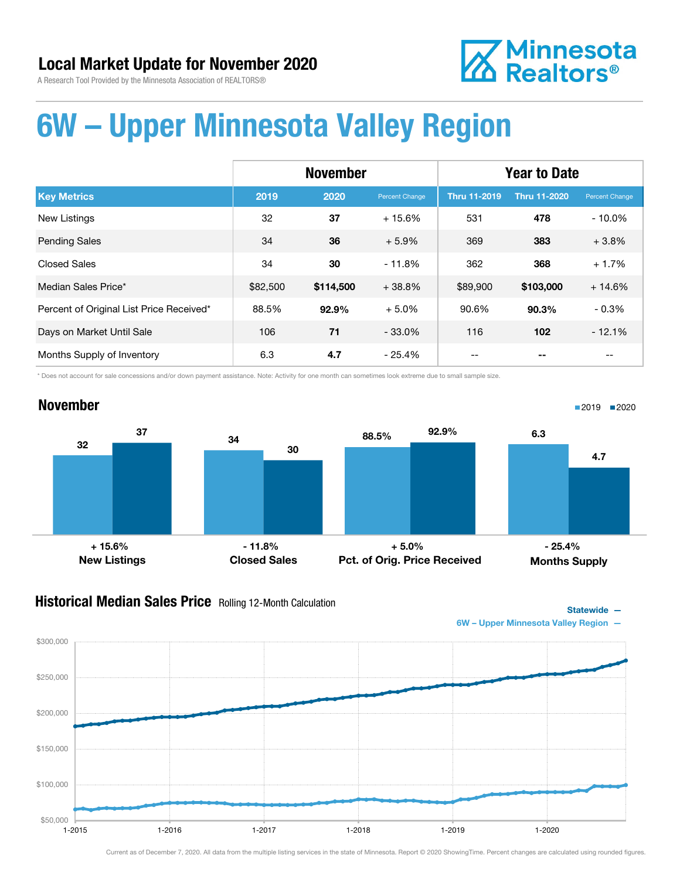## Local Market Update for November 2020

A Research Tool Provided by the Minnesota Association of REALTORS®

Minnesota Realtors®

# 6W – Upper Minnesota Valley Region

| | November | | | Year to Date | | |
|---|---|---|---|---|---|---|
| **Key Metrics** | **2019** | **2020** | **Percent Change** | **Thru 11-2019** | **Thru 11-2020** | **Percent Change** |
| New Listings | 32 | **37** | + 15.6% | 531 | **478** | - 10.0% |
| Pending Sales | 34 | **36** | + 5.9% | 369 | **383** | + 3.8% |
| Closed Sales | 34 | **30** | - 11.8% | 362 | **368** | + 1.7% |
| Median Sales Price* | $82,500 | **$114,500** | + 38.8% | $89,900 | **$103,000** | + 14.6% |
| Percent of Original List Price Received* | 88.5% | **92.9%** | + 5.0% | 90.6% | **90.3%** | - 0.3% |
| Days on Market Until Sale | 106 | **71** | - 33.0% | 116 | **102** | - 12.1% |
| Months Supply of Inventory | 6.3 | **4.7** | - 25.4% | -- | **--** | -- |

\* Does not account for sale concessions and/or down payment assistance. Note: Activity for one month can sometimes look extreme due to small sample size.

## November

| | 2019 | 2020 | Change |
|---|---|---|---|
| New Listings | 32 | 37 | + 15.6% |
| Closed Sales | 34 | 30 | - 11.8% |
| Pct. of Orig. Price Received | 88.5% | 92.9% | + 5.0% |
| Months Supply | 6.3 | 4.7 | - 25.4% |

## Historical Median Sales Price Rolling 12-Month Calculation

Statewide —
6W – Upper Minnesota Valley Region —

Current as of December 7, 2020. All data from the multiple listing services in the state of Minnesota. Report © 2020 ShowingTime. Percent changes are calculated using rounded figures.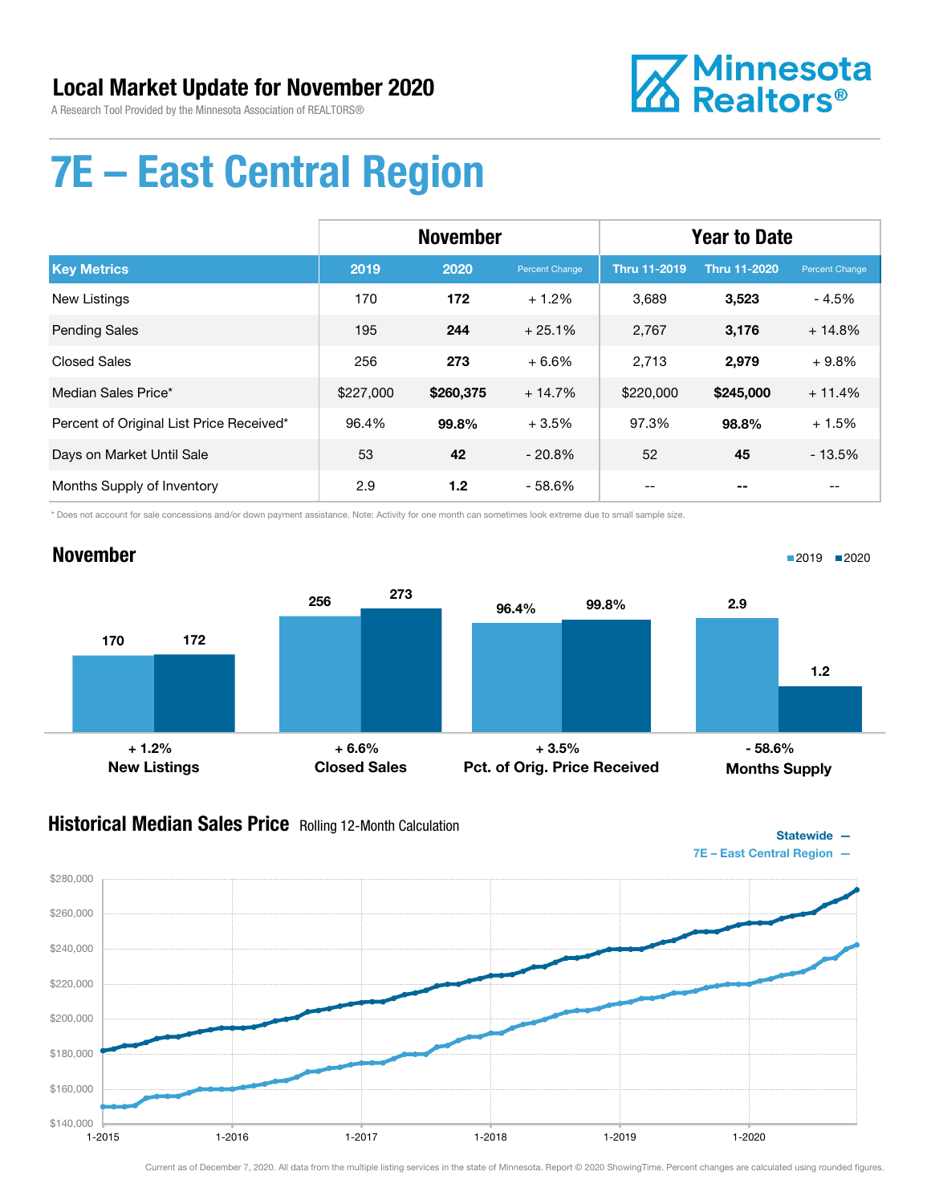# Local Market Update for November 2020

A Research Tool Provided by the Minnesota Association of REALTORS®

Minnesota Realtors®

# 7E – East Central Region

| | November | | | Year to Date | | |
|---|---|---|---|---|---|---|
| **Key Metrics** | **2019** | **2020** | **Percent Change** | **Thru 11-2019** | **Thru 11-2020** | **Percent Change** |
| New Listings | 170 | **172** | + 1.2% | 3,689 | **3,523** | - 4.5% |
| Pending Sales | 195 | **244** | + 25.1% | 2,767 | **3,176** | + 14.8% |
| Closed Sales | 256 | **273** | + 6.6% | 2,713 | **2,979** | + 9.8% |
| Median Sales Price* | $227,000 | **$260,375** | + 14.7% | $220,000 | **$245,000** | + 11.4% |
| Percent of Original List Price Received* | 96.4% | **99.8%** | + 3.5% | 97.3% | **98.8%** | + 1.5% |
| Days on Market Until Sale | 53 | **42** | - 20.8% | 52 | **45** | - 13.5% |
| Months Supply of Inventory | 2.9 | **1.2** | - 58.6% | -- | **--** | -- |

\* Does not account for sale concessions and/or down payment assistance. Note: Activity for one month can sometimes look extreme due to small sample size.

## November

| | 2019 | 2020 | Change |
|---|---|---|---|
| New Listings | 170 | 172 | + 1.2% |
| Closed Sales | 256 | 273 | + 6.6% |
| Pct. of Orig. Price Received | 96.4% | 99.8% | + 3.5% |
| Months Supply | 2.9 | 1.2 | - 58.6% |

## Historical Median Sales Price Rolling 12-Month Calculation

Statewide —
7E – East Central Region —

Current as of December 7, 2020. All data from the multiple listing services in the state of Minnesota. Report © 2020 ShowingTime. Percent changes are calculated using rounded figures.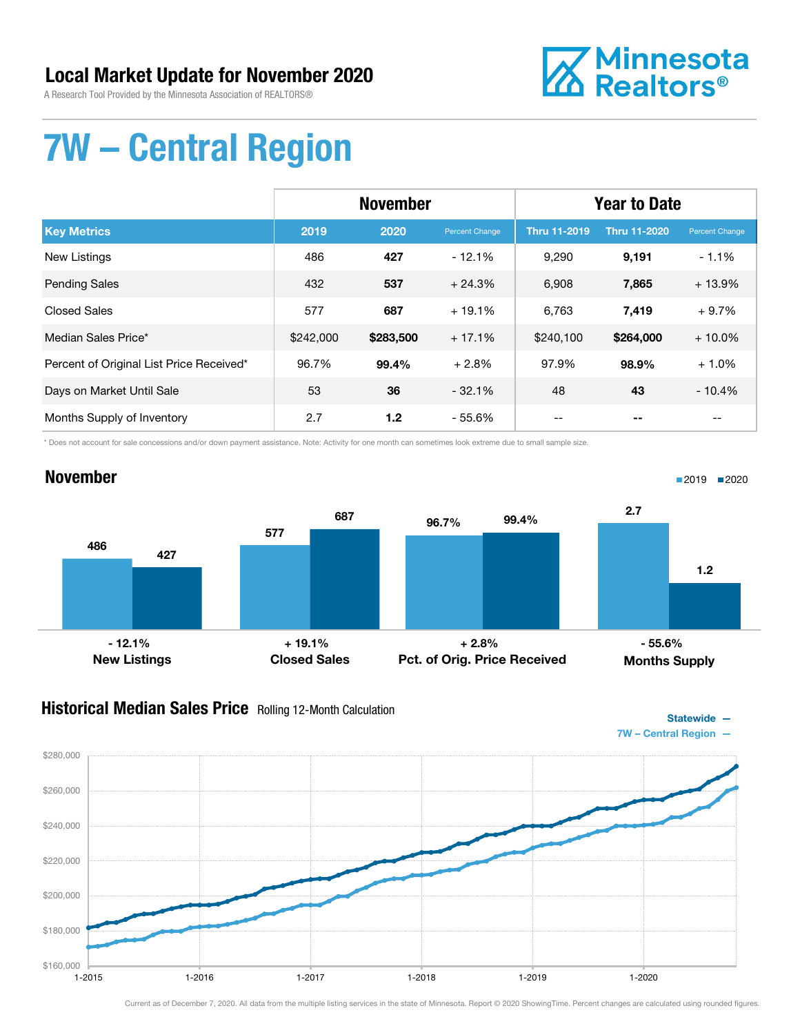# Local Market Update for November 2020

A Research Tool Provided by the Minnesota Association of REALTORS®

Minnesota Realtors®

# 7W – Central Region

| | November | | | Year to Date | | |
|---|---|---|---|---|---|---|
| **Key Metrics** | **2019** | **2020** | **Percent Change** | **Thru 11-2019** | **Thru 11-2020** | **Percent Change** |
| New Listings | 486 | **427** | - 12.1% | 9,290 | **9,191** | - 1.1% |
| Pending Sales | 432 | **537** | + 24.3% | 6,908 | **7,865** | + 13.9% |
| Closed Sales | 577 | **687** | + 19.1% | 6,763 | **7,419** | + 9.7% |
| Median Sales Price* | $242,000 | **$283,500** | + 17.1% | $240,100 | **$264,000** | + 10.0% |
| Percent of Original List Price Received* | 96.7% | **99.4%** | + 2.8% | 97.9% | **98.9%** | + 1.0% |
| Days on Market Until Sale | 53 | **36** | - 32.1% | 48 | **43** | - 10.4% |
| Months Supply of Inventory | 2.7 | **1.2** | - 55.6% | -- | **--** | -- |

\* Does not account for sale concessions and/or down payment assistance. Note: Activity for one month can sometimes look extreme due to small sample size.

## November

2019 ■ 2020 ■

| | 2019 | 2020 | Change |
|---|---|---|---|
| **New Listings** | 486 | 427 | - 12.1% |
| **Closed Sales** | 577 | 687 | + 19.1% |
| **Pct. of Orig. Price Received** | 96.7% | 99.4% | + 2.8% |
| **Months Supply** | 2.7 | 1.2 | - 55.6% |

## Historical Median Sales Price

Rolling 12-Month Calculation

Statewide —
7W – Central Region —

Current as of December 7, 2020. All data from the multiple listing services in the state of Minnesota. Report © 2020 ShowingTime. Percent changes are calculated using rounded figures.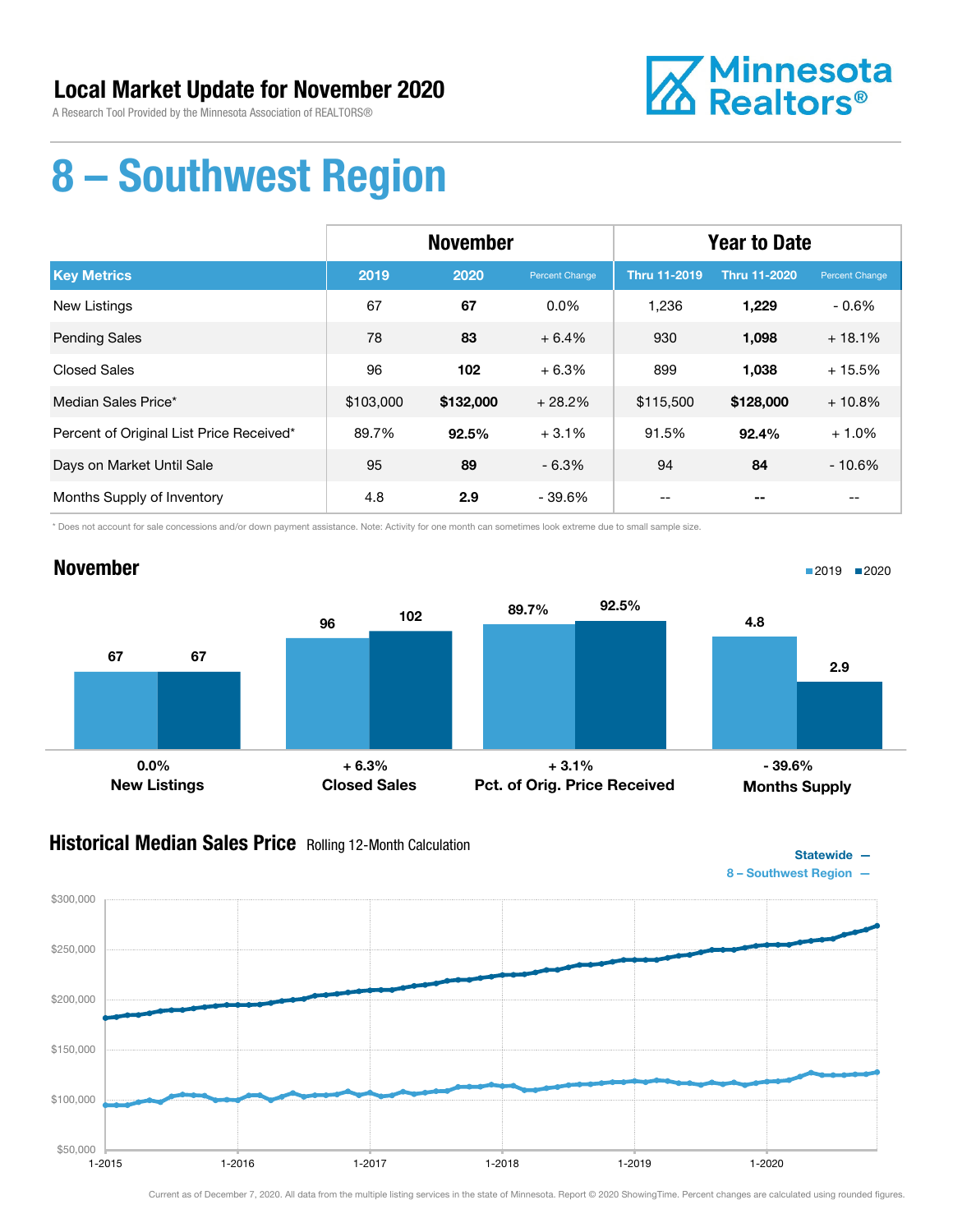# Local Market Update for November 2020

A Research Tool Provided by the Minnesota Association of REALTORS®

Minnesota Realtors®

# 8 – Southwest Region

| | November | | | Year to Date | | |
|---|---|---|---|---|---|---|
| **Key Metrics** | **2019** | **2020** | **Percent Change** | **Thru 11-2019** | **Thru 11-2020** | **Percent Change** |
| New Listings | 67 | **67** | 0.0% | 1,236 | **1,229** | - 0.6% |
| Pending Sales | 78 | **83** | + 6.4% | 930 | **1,098** | + 18.1% |
| Closed Sales | 96 | **102** | + 6.3% | 899 | **1,038** | + 15.5% |
| Median Sales Price* | $103,000 | **$132,000** | + 28.2% | $115,500 | **$128,000** | + 10.8% |
| Percent of Original List Price Received* | 89.7% | **92.5%** | + 3.1% | 91.5% | **92.4%** | + 1.0% |
| Days on Market Until Sale | 95 | **89** | - 6.3% | 94 | **84** | - 10.6% |
| Months Supply of Inventory | 4.8 | **2.9** | - 39.6% | -- | **--** | -- |

\* Does not account for sale concessions and/or down payment assistance. Note: Activity for one month can sometimes look extreme due to small sample size.

## November

| | 2019 | 2020 | Change |
|---|---|---|---|
| New Listings | 67 | 67 | 0.0% |
| Closed Sales | 96 | 102 | + 6.3% |
| Pct. of Orig. Price Received | 89.7% | 92.5% | + 3.1% |
| Months Supply | 4.8 | 2.9 | - 39.6% |

## Historical Median Sales Price Rolling 12-Month Calculation

Statewide —
8 – Southwest Region —

Current as of December 7, 2020. All data from the multiple listing services in the state of Minnesota. Report © 2020 ShowingTime. Percent changes are calculated using rounded figures.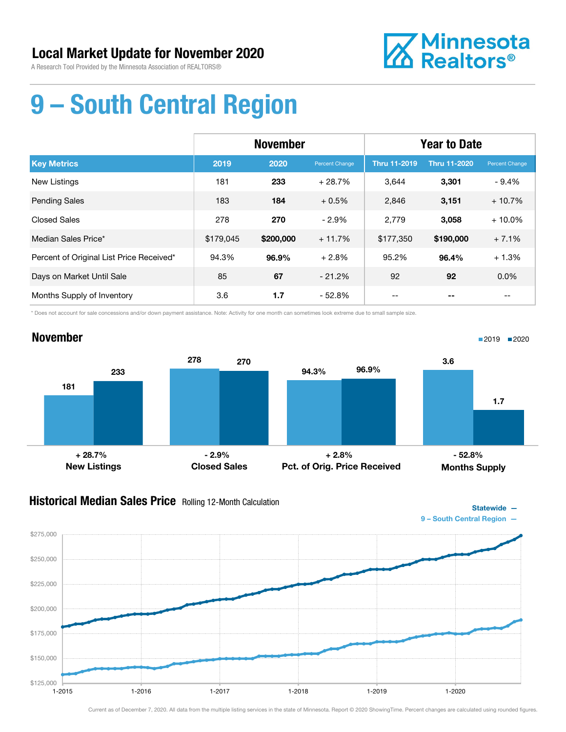# Local Market Update for November 2020

A Research Tool Provided by the Minnesota Association of REALTORS®

Minnesota Realtors®

# 9 – South Central Region

| | November | | | Year to Date | | |
|---|---|---|---|---|---|---|
| **Key Metrics** | **2019** | **2020** | **Percent Change** | **Thru 11-2019** | **Thru 11-2020** | **Percent Change** |
| New Listings | 181 | **233** | + 28.7% | 3,644 | **3,301** | - 9.4% |
| Pending Sales | 183 | **184** | + 0.5% | 2,846 | **3,151** | + 10.7% |
| Closed Sales | 278 | **270** | - 2.9% | 2,779 | **3,058** | + 10.0% |
| Median Sales Price* | $179,045 | **$200,000** | + 11.7% | $177,350 | **$190,000** | + 7.1% |
| Percent of Original List Price Received* | 94.3% | **96.9%** | + 2.8% | 95.2% | **96.4%** | + 1.3% |
| Days on Market Until Sale | 85 | **67** | - 21.2% | 92 | **92** | 0.0% |
| Months Supply of Inventory | 3.6 | **1.7** | - 52.8% | -- | **--** | -- |

\* Does not account for sale concessions and/or down payment assistance. Note: Activity for one month can sometimes look extreme due to small sample size.

## November

| | 2019 | 2020 | Change |
|---|---|---|---|
| New Listings | 181 | 233 | + 28.7% |
| Closed Sales | 278 | 270 | - 2.9% |
| Pct. of Orig. Price Received | 94.3% | 96.9% | + 2.8% |
| Months Supply | 3.6 | 1.7 | - 52.8% |

## Historical Median Sales Price Rolling 12-Month Calculation

Statewide —
9 – South Central Region —

Current as of December 7, 2020. All data from the multiple listing services in the state of Minnesota. Report © 2020 ShowingTime. Percent changes are calculated using rounded figures.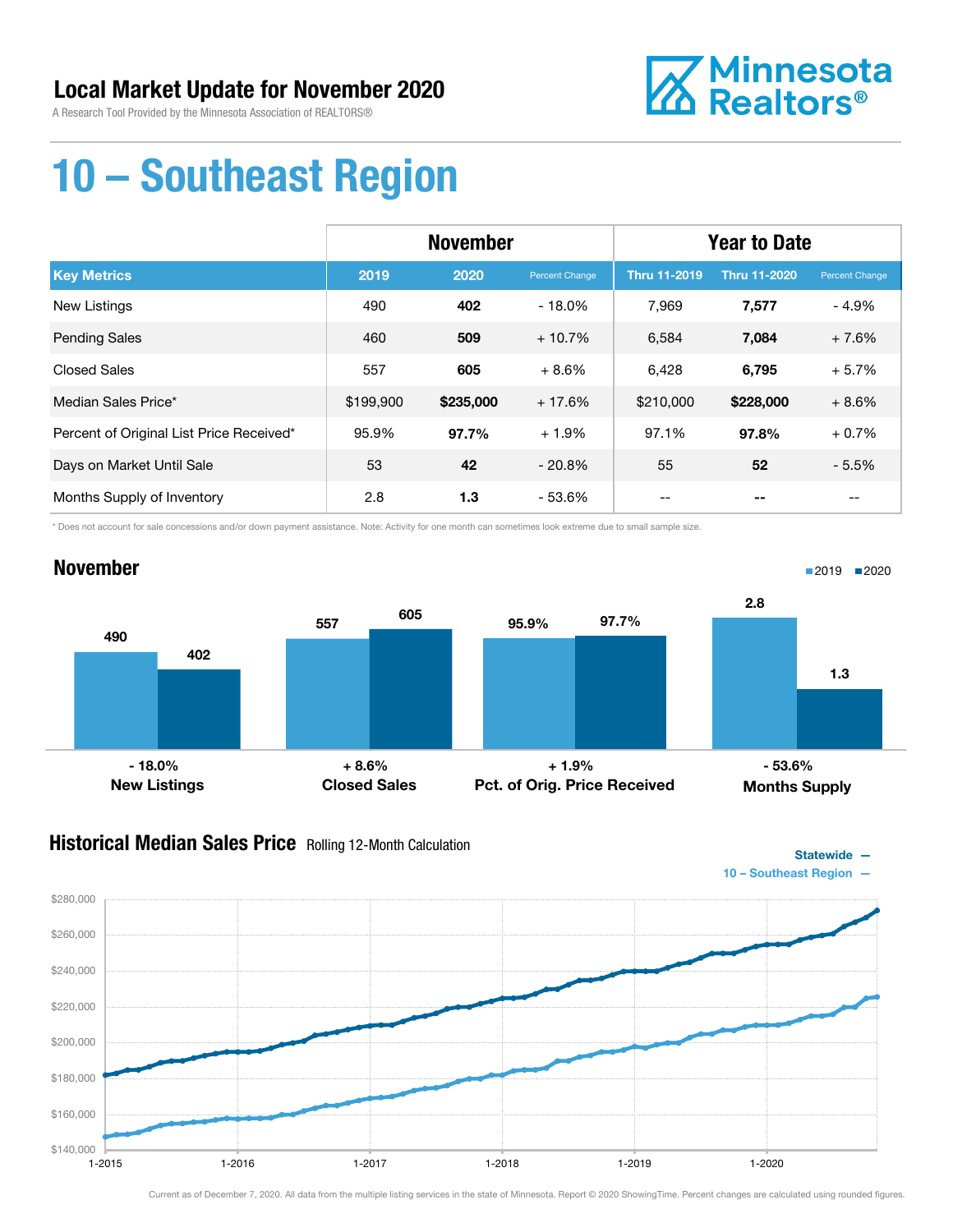# Local Market Update for November 2020

A Research Tool Provided by the Minnesota Association of REALTORS®

# 10 – Southeast Region

| Key Metrics | November 2019 | November 2020 | Percent Change | Thru 11-2019 | Thru 11-2020 | Percent Change |
|---|---|---|---|---|---|---|
| New Listings | 490 | **402** | - 18.0% | 7,969 | **7,577** | - 4.9% |
| Pending Sales | 460 | **509** | + 10.7% | 6,584 | **7,084** | + 7.6% |
| Closed Sales | 557 | **605** | + 8.6% | 6,428 | **6,795** | + 5.7% |
| Median Sales Price* | $199,900 | **$235,000** | + 17.6% | $210,000 | **$228,000** | + 8.6% |
| Percent of Original List Price Received* | 95.9% | **97.7%** | + 1.9% | 97.1% | **97.8%** | + 0.7% |
| Days on Market Until Sale | 53 | **42** | - 20.8% | 55 | **52** | - 5.5% |
| Months Supply of Inventory | 2.8 | **1.3** | - 53.6% | -- | **--** | -- |

\* Does not account for sale concessions and/or down payment assistance. Note: Activity for one month can sometimes look extreme due to small sample size.

## November

| | 2019 | 2020 | Change |
|---|---|---|---|
| New Listings | 490 | 402 | - 18.0% |
| Closed Sales | 557 | 605 | + 8.6% |
| Pct. of Orig. Price Received | 95.9% | 97.7% | + 1.9% |
| Months Supply | 2.8 | 1.3 | - 53.6% |

## Historical Median Sales Price

Rolling 12-Month Calculation

Statewide —
10 – Southeast Region —

Current as of December 7, 2020. All data from the multiple listing services in the state of Minnesota. Report © 2020 ShowingTime. Percent changes are calculated using rounded figures.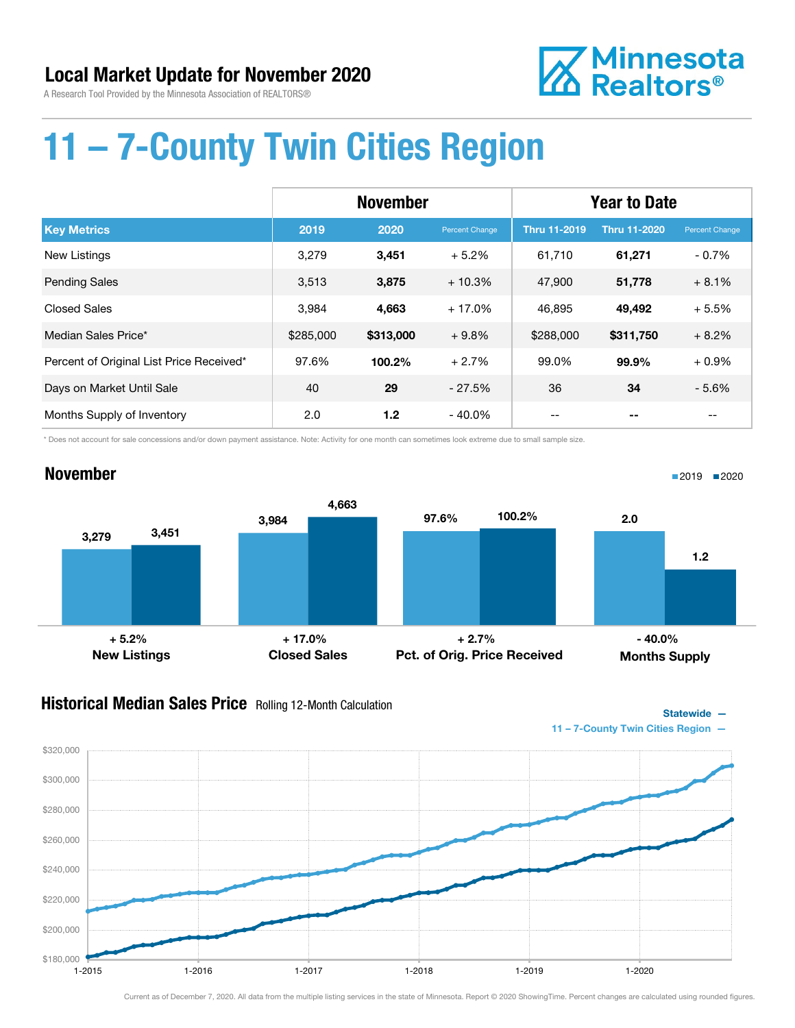# Local Market Update for November 2020

A Research Tool Provided by the Minnesota Association of REALTORS®

Minnesota Realtors®

# 11 – 7-County Twin Cities Region

| | November | | | Year to Date | | |
|---|---|---|---|---|---|---|
| **Key Metrics** | **2019** | **2020** | **Percent Change** | **Thru 11-2019** | **Thru 11-2020** | **Percent Change** |
| New Listings | 3,279 | **3,451** | + 5.2% | 61,710 | **61,271** | - 0.7% |
| Pending Sales | 3,513 | **3,875** | + 10.3% | 47,900 | **51,778** | + 8.1% |
| Closed Sales | 3,984 | **4,663** | + 17.0% | 46,895 | **49,492** | + 5.5% |
| Median Sales Price* | $285,000 | **$313,000** | + 9.8% | $288,000 | **$311,750** | + 8.2% |
| Percent of Original List Price Received* | 97.6% | **100.2%** | + 2.7% | 99.0% | **99.9%** | + 0.9% |
| Days on Market Until Sale | 40 | **29** | - 27.5% | 36 | **34** | - 5.6% |
| Months Supply of Inventory | 2.0 | **1.2** | - 40.0% | -- | **--** | -- |

\* Does not account for sale concessions and/or down payment assistance. Note: Activity for one month can sometimes look extreme due to small sample size.

## November

2019 2020

3,279 3,451
+ 5.2%
**New Listings**

3,984 4,663
+ 17.0%
**Closed Sales**

97.6% 100.2%
+ 2.7%
**Pct. of Orig. Price Received**

2.0 1.2
- 40.0%
**Months Supply**

## Historical Median Sales Price

Rolling 12-Month Calculation

Statewide —
11 – 7-County Twin Cities Region —

$320,000
$300,000
$280,000
$260,000
$240,000
$220,000
$200,000
$180,000

1-2015 1-2016 1-2017 1-2018 1-2019 1-2020

Current as of December 7, 2020. All data from the multiple listing services in the state of Minnesota. Report © 2020 ShowingTime. Percent changes are calculated using rounded figures.